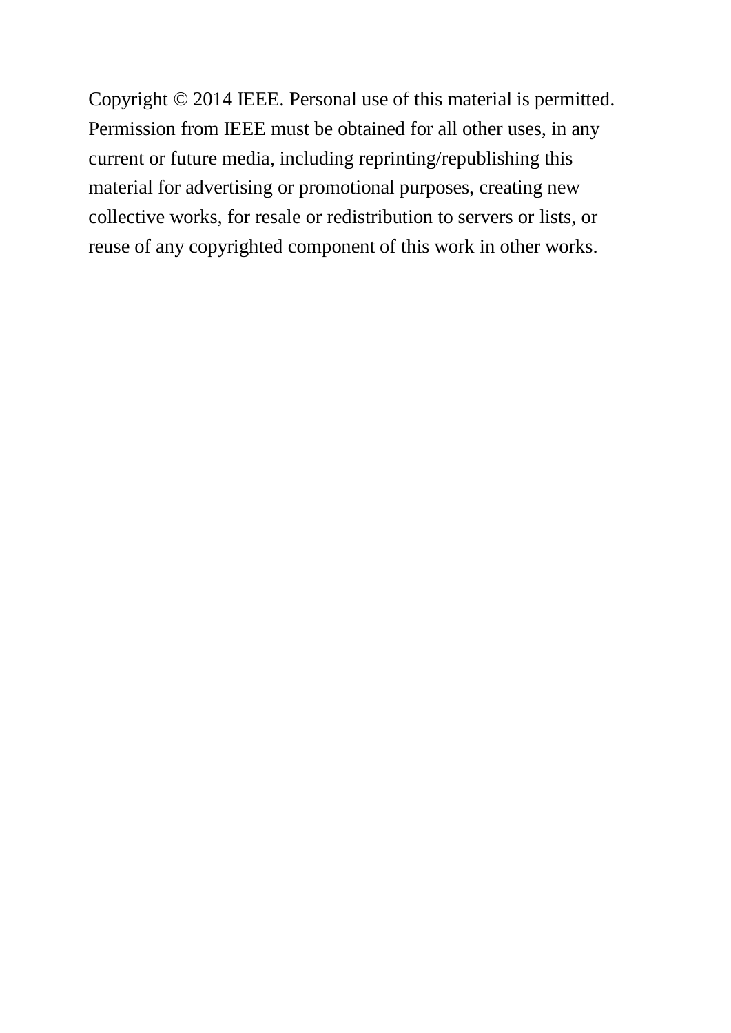Copyright © 2014 IEEE. Personal use of this material is permitted. Permission from IEEE must be obtained for all other uses, in any current or future media, including reprinting/republishing this material for advertising or promotional purposes, creating new collective works, for resale or redistribution to servers or lists, or reuse of any copyrighted component of this work in other works.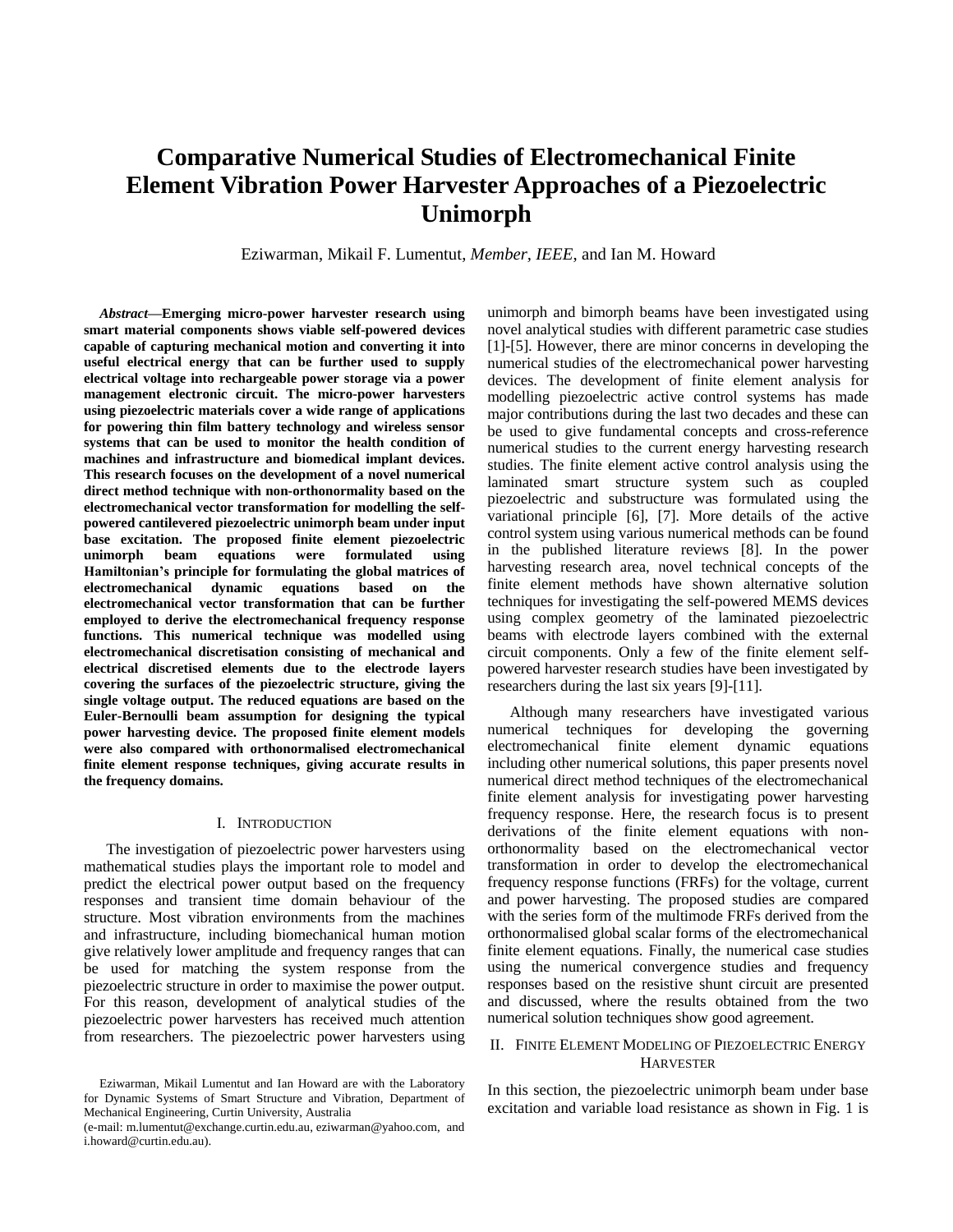# Comparative Numerical Studies of Electromechanical Finite Element Vibration Power Harvester Approaches of a Piezoelectric Unimorph

Eziwarman, Mikail F. Lumentut, *Member, IEEE*, and Ian M. Howard

***Abstract*—Emerging micro-power harvester research using smart material components shows viable self-powered devices capable of capturing mechanical motion and converting it into useful electrical energy that can be further used to supply electrical voltage into rechargeable power storage via a power management electronic circuit. The micro-power harvesters using piezoelectric materials cover a wide range of applications for powering thin film battery technology and wireless sensor systems that can be used to monitor the health condition of machines and infrastructure and biomedical implant devices. This research focuses on the development of a novel numerical direct method technique with non-orthonormality based on the electromechanical vector transformation for modelling the self-powered cantilevered piezoelectric unimorph beam under input base excitation. The proposed finite element piezoelectric unimorph beam equations were formulated using Hamiltonian's principle for formulating the global matrices of electromechanical dynamic equations based on the electromechanical vector transformation that can be further employed to derive the electromechanical frequency response functions. This numerical technique was modelled using electromechanical discretisation consisting of mechanical and electrical discretised elements due to the electrode layers covering the surfaces of the piezoelectric structure, giving the single voltage output. The reduced equations are based on the Euler-Bernoulli beam assumption for designing the typical power harvesting device. The proposed finite element models were also compared with orthonormalised electromechanical finite element response techniques, giving accurate results in the frequency domains.**

## I. Introduction

The investigation of piezoelectric power harvesters using mathematical studies plays the important role to model and predict the electrical power output based on the frequency responses and transient time domain behaviour of the structure. Most vibration environments from the machines and infrastructure, including biomechanical human motion give relatively lower amplitude and frequency ranges that can be used for matching the system response from the piezoelectric structure in order to maximise the power output. For this reason, development of analytical studies of the piezoelectric power harvesters has received much attention from researchers. The piezoelectric power harvesters using unimorph and bimorph beams have been investigated using novel analytical studies with different parametric case studies [1]-[5]. However, there are minor concerns in developing the numerical studies of the electromechanical power harvesting devices. The development of finite element analysis for modelling piezoelectric active control systems has made major contributions during the last two decades and these can be used to give fundamental concepts and cross-reference numerical studies to the current energy harvesting research studies. The finite element active control analysis using the laminated smart structure system such as coupled piezoelectric and substructure was formulated using the variational principle [6], [7]. More details of the active control system using various numerical methods can be found in the published literature reviews [8]. In the power harvesting research area, novel technical concepts of the finite element methods have shown alternative solution techniques for investigating the self-powered MEMS devices using complex geometry of the laminated piezoelectric beams with electrode layers combined with the external circuit components. Only a few of the finite element self-powered harvester research studies have been investigated by researchers during the last six years [9]-[11].

Although many researchers have investigated various numerical techniques for developing the governing electromechanical finite element dynamic equations including other numerical solutions, this paper presents novel numerical direct method techniques of the electromechanical finite element analysis for investigating power harvesting frequency response. Here, the research focus is to present derivations of the finite element equations with non-orthonormality based on the electromechanical vector transformation in order to develop the electromechanical frequency response functions (FRFs) for the voltage, current and power harvesting. The proposed studies are compared with the series form of the multimode FRFs derived from the orthonormalised global scalar forms of the electromechanical finite element equations. Finally, the numerical case studies using the numerical convergence studies and frequency responses based on the resistive shunt circuit are presented and discussed, where the results obtained from the two numerical solution techniques show good agreement.

## II. Finite Element Modeling of Piezoelectric Energy Harvester

In this section, the piezoelectric unimorph beam under base excitation and variable load resistance as shown in Fig. 1 is

Eziwarman, Mikail Lumentut and Ian Howard are with the Laboratory for Dynamic Systems of Smart Structure and Vibration, Department of Mechanical Engineering, Curtin University, Australia (e-mail: m.lumentut@exchange.curtin.edu.au, eziwarman@yahoo.com, and i.howard@curtin.edu.au).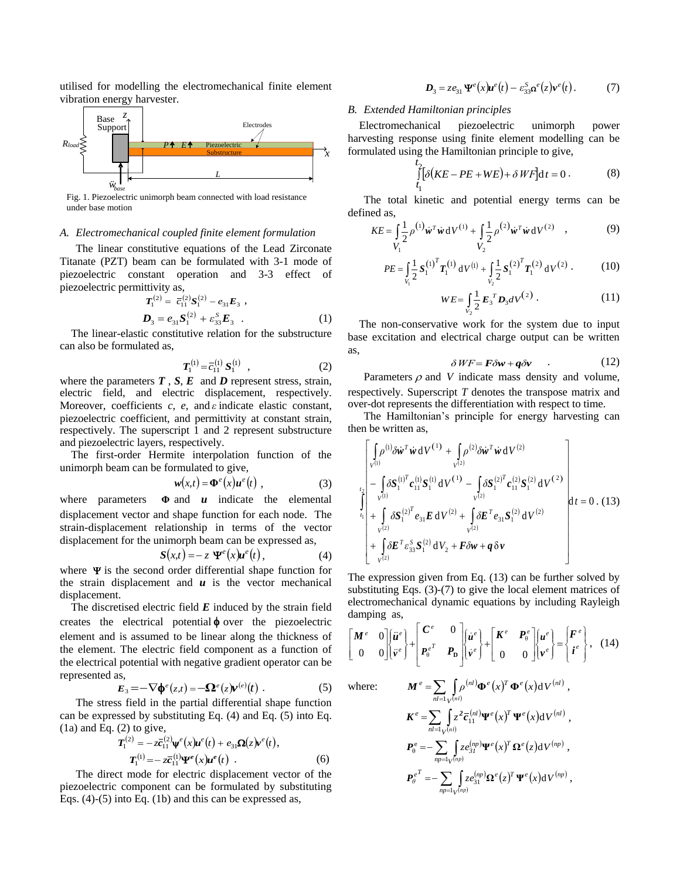utilised for modelling the electromechanical finite element vibration energy harvester.

Fig. 1. Piezoelectric unimorph beam connected with load resistance under base motion

### A. Electromechanical coupled finite element formulation

The linear constitutive equations of the Lead Zirconate Titanate (PZT) beam can be formulated with 3-1 mode of piezoelectric constant operation and 3-3 effect of piezoelectric permittivity as,

$$
\boldsymbol{T}_1^{(2)} = \bar{c}_{11}^{(2)}\boldsymbol{S}_1^{(2)} - e_{31}\boldsymbol{E}_3 \ ,
$$
$$
\boldsymbol{D}_3 = e_{31}\boldsymbol{S}_1^{(2)} + \varepsilon_{33}^{S}\boldsymbol{E}_3 \ . \tag{1}
$$

The linear-elastic constitutive relation for the substructure can also be formulated as,

$$
\boldsymbol{T}_1^{(1)} = \bar{c}_{11}^{(1)}\boldsymbol{S}_1^{(1)} \ , \tag{2}
$$

where the parameters $\boldsymbol{T}$, $\boldsymbol{S}$, $\boldsymbol{E}$ and $\boldsymbol{D}$ represent stress, strain, electric field, and electric displacement, respectively. Moreover, coefficients $c$, $e$, and $\varepsilon$ indicate elastic constant, piezoelectric coefficient, and permittivity at constant strain, respectively. The superscript 1 and 2 represent substructure and piezoelectric layers, respectively.

The first-order Hermite interpolation function of the unimorph beam can be formulated to give,

$$
\boldsymbol{w}(x,t) = \boldsymbol{\Phi}^e(x)\boldsymbol{u}^e(t) \ , \tag{3}
$$

where parameters $\boldsymbol{\Phi}$ and $\boldsymbol{u}$ indicate the elemental displacement vector and shape function for each node. The strain-displacement relationship in terms of the vector displacement for the unimorph beam can be expressed as,

$$
\boldsymbol{S}(x,t) = -z\ \boldsymbol{\Psi}^e(x)\boldsymbol{u}^e(t), \tag{4}
$$

where $\boldsymbol{\Psi}$ is the second order differential shape function for the strain displacement and $\boldsymbol{u}$ is the vector mechanical displacement.

The discretised electric field $\boldsymbol{E}$ induced by the strain field creates the electrical potential $\boldsymbol{\phi}$ over the piezoelectric element and is assumed to be linear along the thickness of the element. The electric field component as a function of the electrical potential with negative gradient operator can be represented as,

$$
\boldsymbol{E}_3 = -\nabla\boldsymbol{\phi}^e(z,t) = -\boldsymbol{\Omega}^e(z)\boldsymbol{v}^{(e)}(t) \ . \tag{5}
$$

The stress field in the partial differential shape function can be expressed by substituting Eq. (4) and Eq. (5) into Eq. (1a) and Eq. (2) to give,

$$
\boldsymbol{T}_1^{(2)} = -z\bar{\boldsymbol{c}}_{11}^{(2)}\boldsymbol{\psi}^e(x)\boldsymbol{u}^e(t) + e_{31}\boldsymbol{\Omega}(z)\boldsymbol{v}^e(t),
$$
$$
\boldsymbol{T}_1^{(1)} = -z\bar{\boldsymbol{c}}_{11}^{(1)}\boldsymbol{\Psi}^e(x)\boldsymbol{u}^e(t) \ . \tag{6}
$$

The direct mode for electric displacement vector of the piezoelectric component can be formulated by substituting Eqs. (4)-(5) into Eq. (1b) and this can be expressed as,

$$
\boldsymbol{D}_3 = ze_{31}\ \boldsymbol{\Psi}^e(x)\boldsymbol{u}^e(t) - \varepsilon_{33}^{S}\boldsymbol{\Omega}^e(z)\boldsymbol{v}^e(t) \ . \tag{7}
$$

### B. Extended Hamiltonian principles

Electromechanical piezoelectric unimorph power harvesting response using finite element modelling can be formulated using the Hamiltonian principle to give,

$$
\int_{t_1}^{t_2}\left[\delta(KE - PE + WE) + \delta\, WF\right]\mathrm{d}t = 0 \ . \tag{8}
$$

The total kinetic and potential energy terms can be defined as,

$$
KE = \int_{V_1}\frac{1}{2}\rho^{(1)}\dot{\boldsymbol{w}}^T\dot{\boldsymbol{w}}\,\mathrm{d}V^{(1)} + \int_{V_2}\frac{1}{2}\rho^{(2)}\dot{\boldsymbol{w}}^T\dot{\boldsymbol{w}}\,\mathrm{d}V^{(2)} \quad , \tag{9}
$$

$$
PE = \int_{V_1}\frac{1}{2}\boldsymbol{S}_1^{(1)^T}\boldsymbol{T}_1^{(1)}\,\mathrm{d}V^{(1)} + \int_{V_2}\frac{1}{2}\boldsymbol{S}_1^{(2)^T}\boldsymbol{T}_1^{(2)}\,\mathrm{d}V^{(2)} \ . \tag{10}
$$

$$
WE = \int_{V_2}\frac{1}{2}\boldsymbol{E}_3^{\ T}\boldsymbol{D}_3 dV^{(2)} \ . \tag{11}
$$

The non-conservative work for the system due to input base excitation and electrical charge output can be written as,

$$
\delta\, WF = \boldsymbol{F}\delta\boldsymbol{w} + \boldsymbol{q}\delta\boldsymbol{v} \quad . \tag{12}
$$

Parameters $\rho$ and $V$ indicate mass density and volume, respectively. Superscript $T$ denotes the transpose matrix and over-dot represents the differentiation with respect to time.

The Hamiltonian's principle for energy harvesting can then be written as,

$$
\int_{t_1}^{t_2}\left[\begin{array}{l}
\displaystyle\int_{V^{(1)}}\rho^{(1)}\delta\dot{\boldsymbol{w}}^T\dot{\boldsymbol{w}}\,\mathrm{d}V^{(1)} + \int_{V^{(2)}}\rho^{(2)}\delta\dot{\boldsymbol{w}}^T\dot{\boldsymbol{w}}\,\mathrm{d}V^{(2)} \\
\displaystyle -\int_{V^{(1)}}\delta\boldsymbol{S}_1^{(1)^T}\boldsymbol{c}_{11}^{(1)}\boldsymbol{S}_1^{(1)}\,\mathrm{d}V^{(1)} - \int_{V^{(2)}}\delta\boldsymbol{S}_1^{(2)^T}\boldsymbol{c}_{11}^{(2)}\boldsymbol{S}_1^{(2)}\,\mathrm{d}V^{(2)} \\
\displaystyle +\int_{V^{(2)}}\delta\boldsymbol{S}_1^{(2)^T}e_{31}\boldsymbol{E}\,\mathrm{d}V^{(2)} + \int_{V^{(2)}}\delta\boldsymbol{E}^T e_{31}\boldsymbol{S}_1^{(2)}\,\mathrm{d}V^{(2)} \\
\displaystyle +\int_{V^{(2)}}\delta\boldsymbol{E}^T\varepsilon_{33}^{S}\boldsymbol{S}_1^{(2)}\,\mathrm{d}V_2 + \boldsymbol{F}\delta\boldsymbol{w} + \boldsymbol{q}\,\delta\boldsymbol{v}
\end{array}\right]\mathrm{d}t = 0 \ . \tag{13}
$$

The expression given from Eq. (13) can be further solved by substituting Eqs. (3)-(7) to give the local element matrices of electromechanical dynamic equations by including Rayleigh damping as,

$$
\begin{bmatrix}\boldsymbol{M}^e & 0\\ 0 & 0\end{bmatrix}\begin{Bmatrix}\ddot{\boldsymbol{u}}^e\\ \ddot{\boldsymbol{v}}^e\end{Bmatrix} + \begin{bmatrix}\boldsymbol{C}^e & 0\\ \boldsymbol{P}_\theta^{e^T} & \boldsymbol{P}_{\mathbf{D}}\end{bmatrix}\begin{Bmatrix}\dot{\boldsymbol{u}}^e\\ \dot{\boldsymbol{v}}^e\end{Bmatrix} + \begin{bmatrix}\boldsymbol{K}^e & \boldsymbol{P}_\theta^e\\ 0 & 0\end{bmatrix}\begin{Bmatrix}\boldsymbol{u}^e\\ \boldsymbol{v}^e\end{Bmatrix} = \begin{Bmatrix}\boldsymbol{F}^e\\ \boldsymbol{i}^e\end{Bmatrix}, \tag{14}
$$

where:

$$
\boldsymbol{M}^e = \sum_{nl=1}\int_{V^{(nl)}}\rho^{(nl)}\boldsymbol{\Phi}^e(x)^T\boldsymbol{\Phi}^e(x)\mathrm{d}V^{(nl)} \ ,
$$

$$
\boldsymbol{K}^e = \sum_{nl=1}\int_{V^{(nl)}}z^2\bar{\boldsymbol{c}}_{11}^{(nl)}\boldsymbol{\Psi}^e(x)^T\boldsymbol{\Psi}^e(x)\mathrm{d}V^{(nl)} \ ,
$$

$$
\boldsymbol{P}_\theta^e = -\sum_{np=1}\int_{V^{(np)}}ze_{31}^{(np)}\boldsymbol{\Psi}^e(x)^T\boldsymbol{\Omega}^e(z)\mathrm{d}V^{(np)} \ ,
$$

$$
\boldsymbol{P}_\theta^{e^T} = -\sum_{np=1}\int_{V^{(np)}}ze_{31}^{(np)}\boldsymbol{\Omega}^e(z)^T\boldsymbol{\Psi}^e(x)\mathrm{d}V^{(np)} \ ,
$$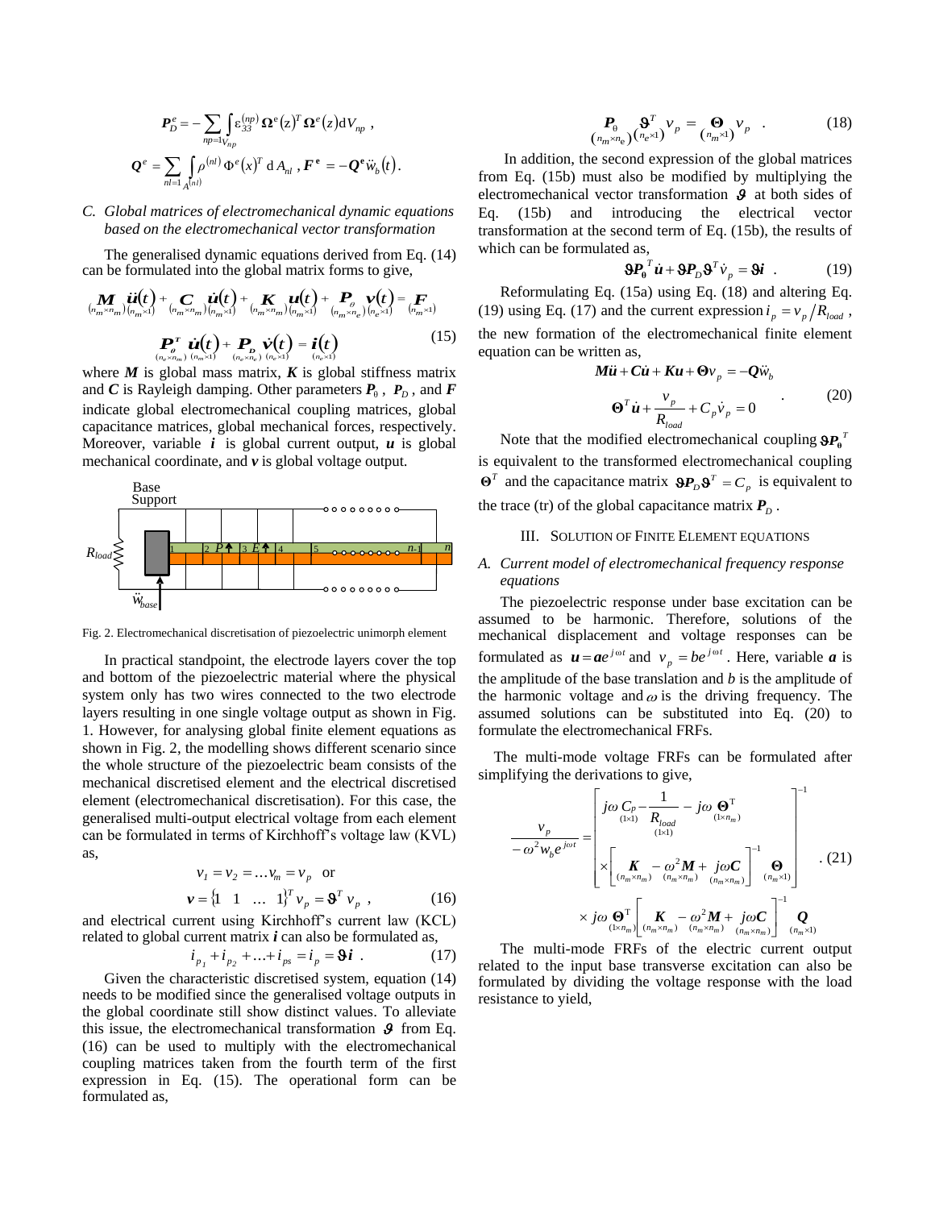$$\boldsymbol{P}_D^e = -\sum_{np=1} \int_{V_{np}} \varepsilon_{33}^{(np)} \boldsymbol{\Omega}^e(z)^T \boldsymbol{\Omega}^e(z) \mathrm{d}V_{np} \ ,$$

$$\boldsymbol{Q}^e = \sum_{nl=1} \int_{A^{(nl)}} \rho^{(nl)} \Phi^e(x)^T \,\mathrm{d}\, A_{nl} \ , \boldsymbol{F}^{\mathbf{e}} = -\boldsymbol{Q}^{\mathbf{e}} \ddot{w}_b(t).$$

*C. Global matrices of electromechanical dynamic equations based on the electromechanical vector transformation*

The generalised dynamic equations derived from Eq. (14) can be formulated into the global matrix forms to give,

$$\underset{(n_m\times n_m)}{\boldsymbol{M}}\underset{(n_m\times 1)}{\ddot{\boldsymbol{u}}(t)} + \underset{(n_m\times n_m)}{\boldsymbol{C}}\underset{(n_m\times 1)}{\dot{\boldsymbol{u}}(t)} + \underset{(n_m\times n_m)}{\boldsymbol{K}}\underset{(n_m\times 1)}{\boldsymbol{u}(t)} + \underset{(n_m\times n_e)}{\boldsymbol{P}_\theta}\underset{(n_e\times 1)}{\boldsymbol{v}(t)} = \underset{(n_m\times 1)}{\boldsymbol{F}}$$

$$\underset{(n_e\times n_m)}{\boldsymbol{P}_\theta^T}\underset{(n_m\times 1)}{\dot{\boldsymbol{u}}(t)} + \underset{(n_e\times n_e)}{\boldsymbol{P}_D}\underset{(n_e\times 1)}{\dot{\boldsymbol{v}}(t)} = \underset{(n_e\times 1)}{\boldsymbol{i}(t)} \tag{15}$$

where $\boldsymbol{M}$ is global mass matrix, $\boldsymbol{K}$ is global stiffness matrix and $\boldsymbol{C}$ is Rayleigh damping. Other parameters $\boldsymbol{P}_0$, $\boldsymbol{P}_D$, and $\boldsymbol{F}$ indicate global electromechanical coupling matrices, global capacitance matrices, global mechanical forces, respectively. Moreover, variable $\boldsymbol{i}$ is global current output, $\boldsymbol{u}$ is global mechanical coordinate, and $\boldsymbol{v}$ is global voltage output.

Fig. 2. Electromechanical discretisation of piezoelectric unimorph element

In practical standpoint, the electrode layers cover the top and bottom of the piezoelectric material where the physical system only has two wires connected to the two electrode layers resulting in one single voltage output as shown in Fig. 1. However, for analysing global finite element equations as shown in Fig. 2, the modelling shows different scenario since the whole structure of the piezoelectric beam consists of the mechanical discretised element and the electrical discretised element (electromechanical discretisation). For this case, the generalised multi-output electrical voltage from each element can be formulated in terms of Kirchhoff's voltage law (KVL) as,

$$v_1 = v_2 = \ldots v_m = v_p \quad \text{or}$$

$$\boldsymbol{v} = \{1 \quad 1 \quad \ldots \quad 1\}^T v_p = \boldsymbol{\vartheta}^T v_p \ , \tag{16}$$

and electrical current using Kirchhoff's current law (KCL) related to global current matrix $\boldsymbol{i}$ can also be formulated as,

$$i_{p_1} + i_{p_2} + \ldots + i_{ps} = i_p = \boldsymbol{\vartheta}\boldsymbol{i} \ . \tag{17}$$

Given the characteristic discretised system, equation (14) needs to be modified since the generalised voltage outputs in the global coordinate still show distinct values. To alleviate this issue, the electromechanical transformation $\boldsymbol{\vartheta}$ from Eq. (16) can be used to multiply with the electromechanical coupling matrices taken from the fourth term of the first expression in Eq. (15). The operational form can be formulated as,

$$\underset{(n_m\times n_e)}{\boldsymbol{P}_\theta}\underset{(n_e\times 1)}{\boldsymbol{\vartheta}^T} v_p = \underset{(n_m\times 1)}{\boldsymbol{\Theta}} v_p \ . \tag{18}$$

In addition, the second expression of the global matrices from Eq. (15b) must also be modified by multiplying the electromechanical vector transformation $\boldsymbol{\vartheta}$ at both sides of Eq. (15b) and introducing the electrical vector transformation at the second term of Eq. (15b), the results of which can be formulated as,

$$\boldsymbol{\vartheta}\boldsymbol{P}_\theta^T \dot{\boldsymbol{u}} + \boldsymbol{\vartheta}\boldsymbol{P}_D\boldsymbol{\vartheta}^T \dot{v}_p = \boldsymbol{\vartheta}\boldsymbol{i} \ . \tag{19}$$

Reformulating Eq. (15a) using Eq. (18) and altering Eq. (19) using Eq. (17) and the current expression $i_p = v_p / R_{load}$, the new formation of the electromechanical finite element equation can be written as,

$$\boldsymbol{M}\ddot{\boldsymbol{u}} + \boldsymbol{C}\dot{\boldsymbol{u}} + \boldsymbol{K}\boldsymbol{u} + \boldsymbol{\Theta} v_p = -\boldsymbol{Q}\ddot{w}_b$$

$$\boldsymbol{\Theta}^T \dot{\boldsymbol{u}} + \frac{v_p}{R_{load}} + C_p \dot{v}_p = 0 \ . \tag{20}$$

Note that the modified electromechanical coupling $\boldsymbol{\vartheta}\boldsymbol{P}_\theta^T$ is equivalent to the transformed electromechanical coupling $\boldsymbol{\Theta}^T$ and the capacitance matrix $\boldsymbol{\vartheta}\boldsymbol{P}_D\boldsymbol{\vartheta}^T = C_p$ is equivalent to the trace (tr) of the global capacitance matrix $\boldsymbol{P}_D$.

## III. Solution of Finite Element Equations

*A. Current model of electromechanical frequency response equations*

The piezoelectric response under base excitation can be assumed to be harmonic. Therefore, solutions of the mechanical displacement and voltage responses can be formulated as $\boldsymbol{u} = \boldsymbol{a}e^{j\omega t}$ and $v_p = be^{j\omega t}$. Here, variable $\boldsymbol{a}$ is the amplitude of the base translation and $b$ is the amplitude of the harmonic voltage and $\omega$ is the driving frequency. The assumed solutions can be substituted into Eq. (20) to formulate the electromechanical FRFs.

The multi-mode voltage FRFs can be formulated after simplifying the derivations to give,

$$\frac{v_p}{-\omega^2 w_b e^{j\omega t}} = \left[ j\omega \underset{(1\times 1)}{C_p} - \underset{(1\times 1)}{\frac{1}{R_{load}}} - j\omega \underset{(1\times n_m)}{\boldsymbol{\Theta}^{\mathrm{T}}} \times \left[ \underset{(n_m\times n_m)}{\boldsymbol{K}} - \omega^2 \underset{(n_m\times n_m)}{\boldsymbol{M}} + j\omega \underset{(n_m\times n_m)}{\boldsymbol{C}} \right]^{-1} \underset{(n_m\times 1)}{\boldsymbol{\Theta}} \right]^{-1} \times j\omega \underset{(1\times n_m)}{\boldsymbol{\Theta}^{\mathrm{T}}} \left[ \underset{(n_m\times n_m)}{\boldsymbol{K}} - \omega^2 \underset{(n_m\times n_m)}{\boldsymbol{M}} + j\omega \underset{(n_m\times n_m)}{\boldsymbol{C}} \right]^{-1} \underset{(n_m\times 1)}{\boldsymbol{Q}} \ . \tag{21}$$

The multi-mode FRFs of the electric current output related to the input base transverse excitation can also be formulated by dividing the voltage response with the load resistance to yield,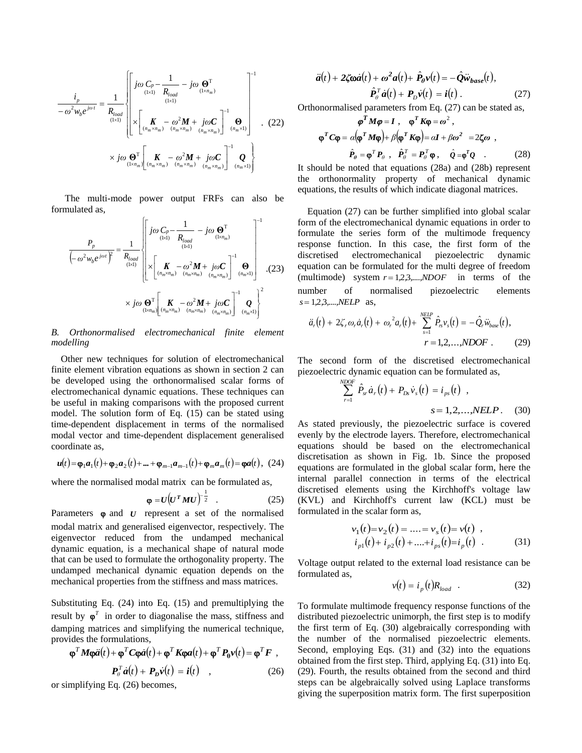$$
\frac{i_p}{-\omega^2 w_b e^{j\omega t}} = \underset{(1\times1)}{\frac{1}{R_{load}}} \left\{ \begin{bmatrix} j\omega \underset{(1\times1)}{C_p} - \underset{(1\times1)}{\frac{1}{R_{load}}} - j\omega \underset{(1\times n_m)}{\boldsymbol{\Theta}^{\mathrm{T}}} \\ \times \left[ \underset{(n_m\times n_m)}{\boldsymbol{K}} - \omega^2 \underset{(n_m\times n_m)}{\boldsymbol{M}} + j\omega \underset{(n_m\times n_m)}{\boldsymbol{C}} \right]^{-1} \underset{(n_m\times1)}{\boldsymbol{\Theta}} \end{bmatrix}^{-1} \times j\omega \underset{(1\times n_m)}{\boldsymbol{\Theta}^{\mathrm{T}}} \left[ \underset{(n_m\times n_m)}{\boldsymbol{K}} - \omega^2 \underset{(n_m\times n_m)}{\boldsymbol{M}} + j\omega \underset{(n_m\times n_m)}{\boldsymbol{C}} \right]^{-1} \underset{(n_m\times1)}{\boldsymbol{Q}} \right\} . \quad (22)
$$

The multi-mode power output FRFs can also be formulated as,

$$
\frac{P_p}{\left(-\omega^2 w_b e^{j\omega t}\right)^2} = \underset{(1\times1)}{\frac{1}{R_{load}}} \left\{ \begin{bmatrix} j\omega \underset{(1\times1)}{C_p} - \underset{(1\times1)}{\frac{1}{R_{load}}} - j\omega \underset{(1\times n_m)}{\boldsymbol{\Theta}^{\mathrm{T}}} \\ \times \left[ \underset{(n_m\times n_m)}{\boldsymbol{K}} - \omega^2 \underset{(n_m\times n_m)}{\boldsymbol{M}} + j\omega \underset{(n_m\times n_m)}{\boldsymbol{C}} \right]^{-1} \underset{(n_m\times1)}{\boldsymbol{\Theta}} \end{bmatrix}^{-1} \times j\omega \underset{(1\times n_m)}{\boldsymbol{\Theta}^{\mathrm{T}}} \left[ \underset{(n_m\times n_m)}{\boldsymbol{K}} - \omega^2 \underset{(n_m\times n_m)}{\boldsymbol{M}} + j\omega \underset{(n_m\times n_m)}{\boldsymbol{C}} \right]^{-1} \underset{(n_m\times1)}{\boldsymbol{Q}} \right\}^2 . \quad (23)
$$

*B. Orthonormalised electromechanical finite element modelling*

Other new techniques for solution of electromechanical finite element vibration equations as shown in section 2 can be developed using the orthonormalised scalar forms of electromechanical dynamic equations. These techniques can be useful in making comparisons with the proposed current model. The solution form of Eq. (15) can be stated using time-dependent displacement in terms of the normalised modal vector and time-dependent displacement generalised coordinate as,

$$
\boldsymbol{u}(t) = \boldsymbol{\varphi}_1 \boldsymbol{a}_1(t) + \boldsymbol{\varphi}_2 \boldsymbol{a}_2(t) + \dots + \boldsymbol{\varphi}_{m-1} \boldsymbol{a}_{m-1}(t) + \boldsymbol{\varphi}_m \boldsymbol{a}_m(t) = \boldsymbol{\varphi} \boldsymbol{a}(t), \quad (24)
$$

where the normalised modal matrix can be formulated as,

$$
\boldsymbol{\varphi} = \boldsymbol{U}\left(\boldsymbol{U}^T \boldsymbol{M} \boldsymbol{U}\right)^{-\frac{1}{2}} . \quad (25)
$$

Parameters $\boldsymbol{\varphi}$ and $\boldsymbol{U}$ represent a set of the normalised modal matrix and generalised eigenvector, respectively. The eigenvector reduced from the undamped mechanical dynamic equation, is a mechanical shape of natural mode that can be used to formulate the orthogonality property. The undamped mechanical dynamic equation depends on the mechanical properties from the stiffness and mass matrices.

Substituting Eq. (24) into Eq. (15) and premultiplying the result by $\boldsymbol{\varphi}^T$ in order to diagonalise the mass, stiffness and damping matrices and simplifying the numerical technique, provides the formulations,

$$
\boldsymbol{\varphi}^T \boldsymbol{M} \boldsymbol{\varphi} \ddot{\boldsymbol{a}}(t) + \boldsymbol{\varphi}^T \boldsymbol{C} \boldsymbol{\varphi} \dot{\boldsymbol{a}}(t) + \boldsymbol{\varphi}^T \boldsymbol{K} \boldsymbol{\varphi} \boldsymbol{a}(t) + \boldsymbol{\varphi}^T \boldsymbol{P}_{\boldsymbol{\theta}} \boldsymbol{v}(t) = \boldsymbol{\varphi}^T \boldsymbol{F} ,
$$
$$
\boldsymbol{P}_{\theta}^T \dot{\boldsymbol{a}}(t) + \boldsymbol{P}_{\boldsymbol{D}} \dot{\boldsymbol{v}}(t) = \boldsymbol{i}(t) , \quad (26)
$$

or simplifying Eq. (26) becomes,

$$
\ddot{\boldsymbol{a}}(t) + 2\boldsymbol{\zeta}\boldsymbol{\omega}\dot{\boldsymbol{a}}(t) + \boldsymbol{\omega}^2 \boldsymbol{a}(t) + \hat{\boldsymbol{P}}_{\boldsymbol{\theta}} \boldsymbol{v}(t) = -\hat{\boldsymbol{Q}} \ddot{w}_{\boldsymbol{base}}(t),
$$
$$
\hat{\boldsymbol{P}}_{\theta}^T \dot{\boldsymbol{a}}(t) + \boldsymbol{P}_D \dot{\boldsymbol{v}}(t) = \boldsymbol{i}(t) . \quad (27)
$$

Orthonormalised parameters from Eq. (27) can be stated as,

$$
\boldsymbol{\varphi}^T \boldsymbol{M} \boldsymbol{\varphi} = \boldsymbol{I} , \quad \boldsymbol{\varphi}^T \boldsymbol{K} \boldsymbol{\varphi} = \boldsymbol{\omega}^2 ,
$$
$$
\boldsymbol{\varphi}^T \boldsymbol{C} \boldsymbol{\varphi} = \alpha\left(\boldsymbol{\varphi}^T \boldsymbol{M} \boldsymbol{\varphi}\right) + \beta\left(\boldsymbol{\varphi}^T \boldsymbol{K} \boldsymbol{\varphi}\right) = \alpha \boldsymbol{I} + \beta \boldsymbol{\omega}^2 = 2\boldsymbol{\zeta}\boldsymbol{\omega} ,
$$
$$
\hat{\boldsymbol{P}}_{\boldsymbol{\theta}} = \boldsymbol{\varphi}^T \boldsymbol{P}_{\theta} , \quad \hat{\boldsymbol{P}}_{\theta}^T = \boldsymbol{P}_{\theta}^T \boldsymbol{\varphi} , \quad \hat{\boldsymbol{Q}} = \boldsymbol{\varphi}^T \boldsymbol{Q} . \quad (28)
$$

It should be noted that equations (28a) and (28b) represent the orthonormality property of mechanical dynamic equations, the results of which indicate diagonal matrices.

Equation (27) can be further simplified into global scalar form of the electromechanical dynamic equations in order to formulate the series form of the multimode frequency response function. In this case, the first form of the discretised electromechanical piezoelectric dynamic equation can be formulated for the multi degree of freedom (multimode) system $r = 1,2,3,....,NDOF$ in terms of the number of normalised piezoelectric elements $s = 1,2,3,....,NELP$ as,

$$
\ddot{a}_r(t) + 2\zeta_r \omega_r \dot{a}_r(t) + \omega_r^2 a_r(t) + \sum_{s=1}^{NELP} \hat{P}_{rs} v_s(t) = -\hat{Q}_r \ddot{w}_{base}(t),
$$
$$
r = 1,2,\ldots,NDOF . \quad (29)
$$

The second form of the discretised electromechanical piezoelectric dynamic equation can be formulated as,

$$
\sum_{r=1}^{NDOF} \hat{P}_{sr} \dot{a}_r(t) + P_{Ds} \dot{v}_s(t) = i_{ps}(t) ,
$$
$$
s = 1,2,\ldots,NELP . \quad (30)
$$

As stated previously, the piezoelectric surface is covered evenly by the electrode layers. Therefore, electromechanical equations should be based on the electromechanical discretisation as shown in Fig. 1b. Since the proposed equations are formulated in the global scalar form, here the internal parallel connection in terms of the electrical discretised elements using the Kirchhoff's voltage law (KVL) and Kirchhoff's current law (KCL) must be formulated in the scalar form as,

$$
v_1(t) = v_2(t) = .... = v_s(t) = v(t) ,
$$
$$
i_{p1}(t) + i_{p2}(t) + .... + i_{ps}(t) = i_p(t) . \quad (31)
$$

Voltage output related to the external load resistance can be formulated as,

$$
v(t) = i_p(t) R_{load} . \quad (32)
$$

To formulate multimode frequency response functions of the distributed piezoelectric unimorph, the first step is to modify the first term of Eq. (30) algebraically corresponding with the number of the normalised piezoelectric elements. Second, employing Eqs. (31) and (32) into the equations obtained from the first step. Third, applying Eq. (31) into Eq. (29). Fourth, the results obtained from the second and third steps can be algebraically solved using Laplace transforms giving the superposition matrix form. The first superposition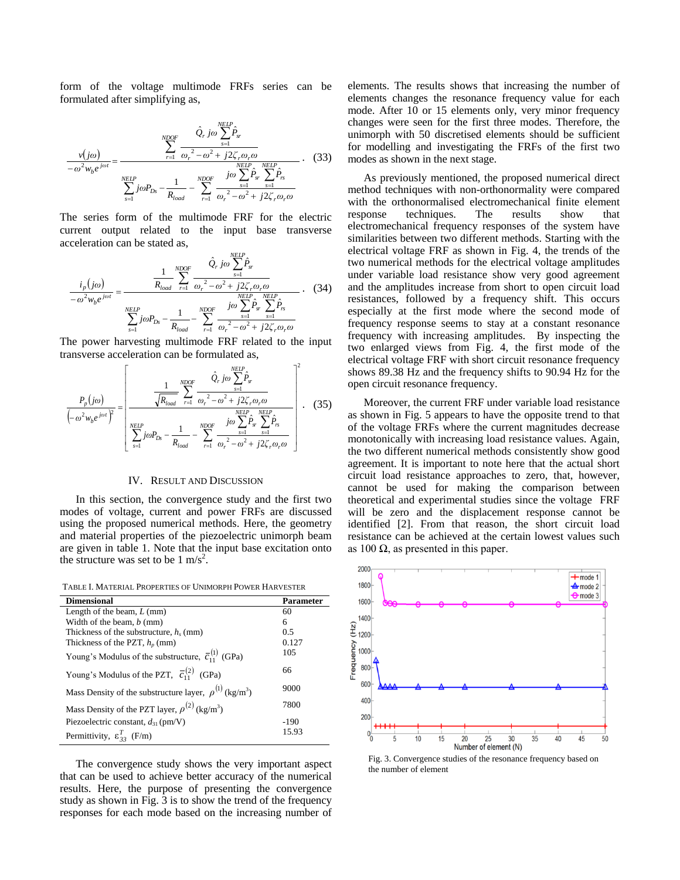form of the voltage multimode FRFs series can be formulated after simplifying as,

$$\frac{v(j\omega)}{-\omega^2 w_b e^{j\omega t}} = \frac{\displaystyle\sum_{r=1}^{NDOF} \frac{\hat{Q}_r\, j\omega \sum_{s=1}^{NELP} \hat{P}_{sr}}{\omega_r^{\,2} - \omega^2 + j2\zeta_r \omega_r \omega}}{\displaystyle\sum_{s=1}^{NELP} j\omega P_{Ds} - \frac{1}{R_{load}} - \sum_{r=1}^{NDOF} \frac{j\omega \sum_{s=1}^{NELP} \hat{P}_{sr} \sum_{s=1}^{NELP} \hat{P}_{rs}}{\omega_r^{\,2} - \omega^2 + j2\zeta_r \omega_r \omega}} . \quad (33)$$

The series form of the multimode FRF for the electric current output related to the input base transverse acceleration can be stated as,

$$\frac{i_p(j\omega)}{-\omega^2 w_b e^{j\omega t}} = \frac{\displaystyle\frac{1}{R_{load}} \sum_{r=1}^{NDOF} \frac{\hat{Q}_r\, j\omega \sum_{s=1}^{NELP} \hat{P}_{sr}}{\omega_r^{\,2} - \omega^2 + j2\zeta_r \omega_r \omega}}{\displaystyle\sum_{s=1}^{NELP} j\omega P_{Ds} - \frac{1}{R_{load}} - \sum_{r=1}^{NDOF} \frac{j\omega \sum_{s=1}^{NELP} \hat{P}_{sr} \sum_{s=1}^{NELP} \hat{P}_{rs}}{\omega_r^{\,2} - \omega^2 + j2\zeta_r \omega_r \omega}} . \quad (34)$$

The power harvesting multimode FRF related to the input transverse acceleration can be formulated as,

$$\frac{P_p(j\omega)}{\left(-\omega^2 w_b e^{j\omega t}\right)^2} = \left[\frac{\displaystyle\frac{1}{\sqrt{R_{load}}} \sum_{r=1}^{NDOF} \frac{\hat{Q}_r\, j\omega \sum_{s=1}^{NELP} \hat{P}_{sr}}{\omega_r^{\,2} - \omega^2 + j2\zeta_r \omega_r \omega}}{\displaystyle\sum_{s=1}^{NELP} j\omega P_{Ds} - \frac{1}{R_{load}} - \sum_{r=1}^{NDOF} \frac{j\omega \sum_{s=1}^{NELP} \hat{P}_{sr} \sum_{s=1}^{NELP} \hat{P}_{rs}}{\omega_r^{\,2} - \omega^2 + j2\zeta_r \omega_r \omega}}\right]^2 . \quad (35)$$

## IV. Result and Discussion

In this section, the convergence study and the first two modes of voltage, current and power FRFs are discussed using the proposed numerical methods. Here, the geometry and material properties of the piezoelectric unimorph beam are given in table 1. Note that the input base excitation onto the structure was set to be 1 m/s$^2$.

TABLE I. Material Properties of Unimorph Power Harvester

| Dimensional | Parameter |
|---|---|
| Length of the beam, $L$ (mm) | 60 |
| Width of the beam, $b$ (mm) | 6 |
| Thickness of the substructure, $h_s$ (mm) | 0.5 |
| Thickness of the PZT, $h_p$ (mm) | 0.127 |
| Young's Modulus of the substructure, $\bar{c}_{11}^{(1)}$ (GPa) | 105 |
| Young's Modulus of the PZT, $\bar{c}_{11}^{(2)}$ (GPa) | 66 |
| Mass Density of the substructure layer, $\rho^{(1)}$ (kg/m$^3$) | 9000 |
| Mass Density of the PZT layer, $\rho^{(2)}$ (kg/m$^3$) | 7800 |
| Piezoelectric constant, $d_{31}$ (pm/V) | -190 |
| Permittivity, $\varepsilon_{33}^{T}$ (F/m) | 15.93 |

The convergence study shows the very important aspect that can be used to achieve better accuracy of the numerical results. Here, the purpose of presenting the convergence study as shown in Fig. 3 is to show the trend of the frequency responses for each mode based on the increasing number of elements. The results shows that increasing the number of elements changes the resonance frequency value for each mode. After 10 or 15 elements only, very minor frequency changes were seen for the first three modes. Therefore, the unimorph with 50 discretised elements should be sufficient for modelling and investigating the FRFs of the first two modes as shown in the next stage.

Fig. 3. Convergence studies of the resonance frequency based on the number of element

As previously mentioned, the proposed numerical direct method techniques with non-orthonormality were compared with the orthonormalised electromechanical finite element response techniques. The results show that electromechanical frequency responses of the system have similarities between two different methods. Starting with the electrical voltage FRF as shown in Fig. 4, the trends of the two numerical methods for the electrical voltage amplitudes under variable load resistance show very good agreement and the amplitudes increase from short to open circuit load resistances, followed by a frequency shift. This occurs especially at the first mode where the second mode of frequency response seems to stay at a constant resonance frequency with increasing amplitudes. By inspecting the two enlarged views from Fig. 4, the first mode of the electrical voltage FRF with short circuit resonance frequency shows 89.38 Hz and the frequency shifts to 90.94 Hz for the open circuit resonance frequency.

Moreover, the current FRF under variable load resistance as shown in Fig. 5 appears to have the opposite trend to that of the voltage FRFs where the current magnitudes decrease monotonically with increasing load resistance values. Again, the two different numerical methods consistently show good agreement. It is important to note here that the actual short circuit load resistance approaches to zero, that, however, cannot be used for making the comparison between theoretical and experimental studies since the voltage FRF will be zero and the displacement response cannot be identified [2]. From that reason, the short circuit load resistance can be achieved at the certain lowest values such as 100 Ω, as presented in this paper.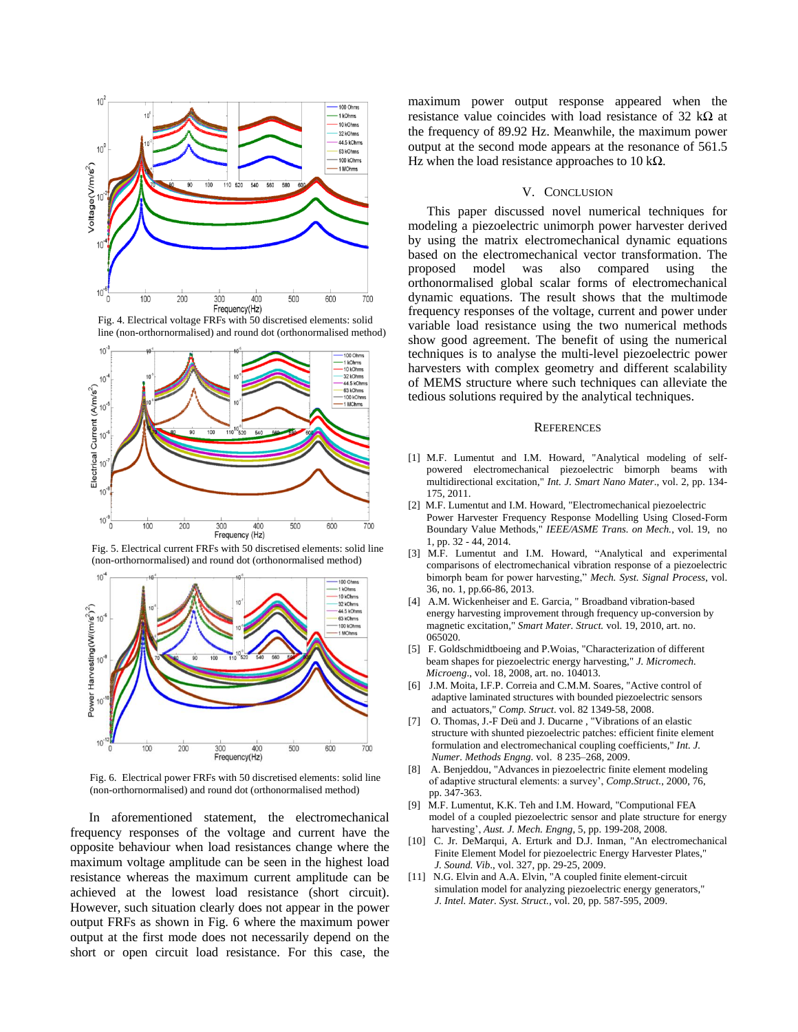10^2
10^0
10^-2
10^-4
10^-6
Voltage(V/m/s^2)
0 100 200 300 400 500 600 700
Frequency(Hz)
100 Ohms
1 kOhms
10 kOhms
32 kOhms
44.5 kOhms
63 kOhms
100 kOhms
1 MOhms

Fig. 4. Electrical voltage FRFs with 50 discretised elements: solid line (non-orthornormalised) and round dot (orthonormalised method)

10^-3
10^-4
10^-5
10^-6
10^-7
10^-8
10^-9
Electrical Current (A/m/s^2)
0 100 200 300 400 500 600 700
Frequency (Hz)
100 Ohms
1 kOhms
10 kOhms
32 kOhms
44.5 kOhms
63 kOhms
100 kOhms
1 MOhms

Fig. 5. Electrical current FRFs with 50 discretised elements: solid line (non-orthornormalised) and round dot (orthonormalised method)

10^-4
10^-6
10^-8
10^-10
10^-12
Power Harvesting(W/(m/s^2)^2)
0 100 200 300 400 500 600 700
Frequency(Hz)
100 Ohms
1 kOhms
10 kOhms
32 kOhms
44.5 kOhms
63 kOhms
100 kOhms
1 MOhms

Fig. 6. Electrical power FRFs with 50 discretised elements: solid line (non-orthornormalised) and round dot (orthonormalised method)

In aforementioned statement, the electromechanical frequency responses of the voltage and current have the opposite behaviour when load resistances change where the maximum voltage amplitude can be seen in the highest load resistance whereas the maximum current amplitude can be achieved at the lowest load resistance (short circuit). However, such situation clearly does not appear in the power output FRFs as shown in Fig. 6 where the maximum power output at the first mode does not necessarily depend on the short or open circuit load resistance. For this case, the maximum power output response appeared when the resistance value coincides with load resistance of 32 kΩ at the frequency of 89.92 Hz. Meanwhile, the maximum power output at the second mode appears at the resonance of 561.5 Hz when the load resistance approaches to 10 kΩ.

## V. Conclusion

This paper discussed novel numerical techniques for modeling a piezoelectric unimorph power harvester derived by using the matrix electromechanical dynamic equations based on the electromechanical vector transformation. The proposed model was also compared using the orthonormalised global scalar forms of electromechanical dynamic equations. The result shows that the multimode frequency responses of the voltage, current and power under variable load resistance using the two numerical methods show good agreement. The benefit of using the numerical techniques is to analyse the multi-level piezoelectric power harvesters with complex geometry and different scalability of MEMS structure where such techniques can alleviate the tedious solutions required by the analytical techniques.

## References

[1] M.F. Lumentut and I.M. Howard, "Analytical modeling of self-powered electromechanical piezoelectric bimorph beams with multidirectional excitation," *Int. J. Smart Nano Mater.*, vol. 2, pp. 134-175, 2011.

[2] M.F. Lumentut and I.M. Howard, "Electromechanical piezoelectric Power Harvester Frequency Response Modelling Using Closed-Form Boundary Value Methods," *IEEE/ASME Trans. on Mech.*, vol. 19, no 1, pp. 32 - 44, 2014.

[3] M.F. Lumentut and I.M. Howard, "Analytical and experimental comparisons of electromechanical vibration response of a piezoelectric bimorph beam for power harvesting," *Mech. Syst. Signal Process*, vol. 36, no. 1, pp.66-86, 2013.

[4] A.M. Wickenheiser and E. Garcia, " Broadband vibration-based energy harvesting improvement through frequency up-conversion by magnetic excitation," *Smart Mater. Struct.* vol. 19, 2010, art. no. 065020.

[5] F. Goldschmidtboeing and P.Woias, "Characterization of different beam shapes for piezoelectric energy harvesting," *J. Micromech. Microeng.*, vol. 18, 2008, art. no. 104013.

[6] J.M. Moita, I.F.P. Correia and C.M.M. Soares, "Active control of adaptive laminated structures with bounded piezoelectric sensors and actuators," *Comp. Struct*. vol. 82 1349-58, 2008.

[7] O. Thomas, J.-F Deü and J. Ducarne , "Vibrations of an elastic structure with shunted piezoelectric patches: efficient finite element formulation and electromechanical coupling coefficients," *Int. J. Numer. Methods Engng.* vol. 8 235–268, 2009.

[8] A. Benjeddou, "Advances in piezoelectric finite element modeling of adaptive structural elements: a survey', *Comp.Struct.*, 2000, 76, pp. 347-363.

[9] M.F. Lumentut, K.K. Teh and I.M. Howard, "Computional FEA model of a coupled piezoelectric sensor and plate structure for energy harvesting', *Aust. J. Mech. Engng*, 5, pp. 199-208, 2008.

[10] C. Jr. DeMarqui, A. Erturk and D.J. Inman, "An electromechanical Finite Element Model for piezoelectric Energy Harvester Plates," *J. Sound. Vib.*, vol. 327, pp. 29-25, 2009.

[11] N.G. Elvin and A.A. Elvin, "A coupled finite element-circuit simulation model for analyzing piezoelectric energy generators," *J. Intel. Mater. Syst. Struct.*, vol. 20, pp. 587-595, 2009.